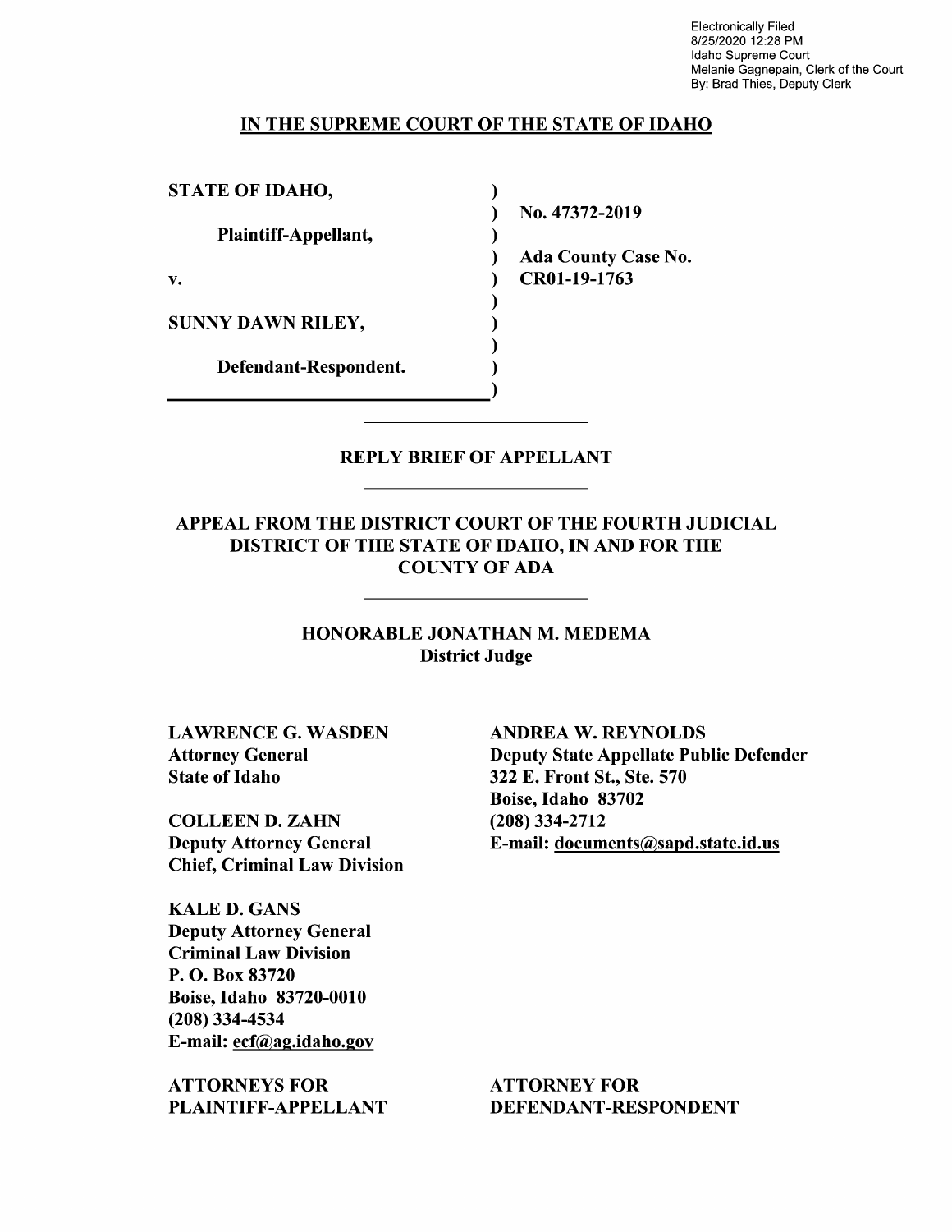Electronically Filed
8/25/2020 12:28 PM
Idaho Supreme Court
Melanie Gagnepain, Clerk of the Court
By: Brad Thies, Deputy Clerk

**IN THE SUPREME COURT OF THE STATE OF IDAHO**

| | | |
|---|---|---|
| **STATE OF IDAHO,** | ) | |
| | ) | **No. 47372-2019** |
| **Plaintiff-Appellant,** | ) | |
| | ) | **Ada County Case No.** |
| **v.** | ) | **CR01-19-1763** |
| | ) | |
| **SUNNY DAWN RILEY,** | ) | |
| | ) | |
| **Defendant-Respondent.** | ) | |
| | ) | |

## REPLY BRIEF OF APPELLANT

## APPEAL FROM THE DISTRICT COURT OF THE FOURTH JUDICIAL DISTRICT OF THE STATE OF IDAHO, IN AND FOR THE COUNTY OF ADA

**HONORABLE JONATHAN M. MEDEMA**
**District Judge**

**LAWRENCE G. WASDEN**
**Attorney General**
**State of Idaho**

**COLLEEN D. ZAHN**
**Deputy Attorney General**
**Chief, Criminal Law Division**

**KALE D. GANS**
**Deputy Attorney General**
**Criminal Law Division**
**P. O. Box 83720**
**Boise, Idaho 83720-0010**
**(208) 334-4534**
**E-mail: ecf@ag.idaho.gov**

**ATTORNEYS FOR PLAINTIFF-APPELLANT**

**ANDREA W. REYNOLDS**
**Deputy State Appellate Public Defender**
**322 E. Front St., Ste. 570**
**Boise, Idaho 83702**
**(208) 334-2712**
**E-mail: documents@sapd.state.id.us**

**ATTORNEY FOR DEFENDANT-RESPONDENT**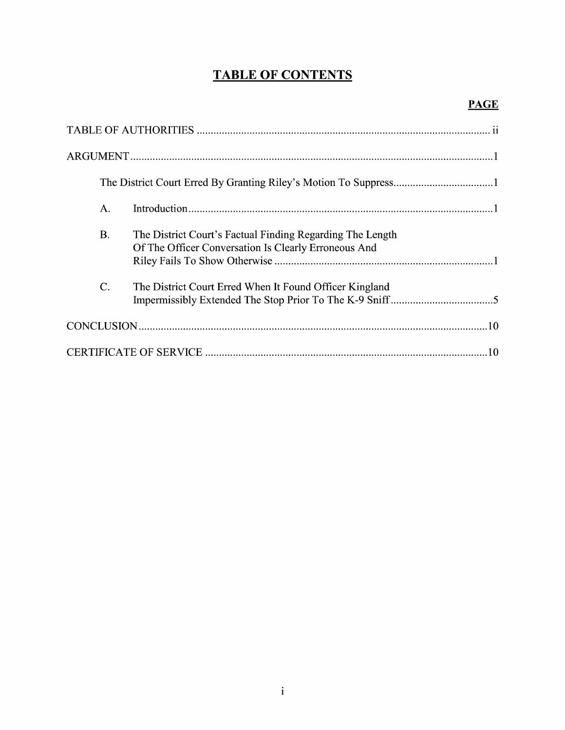# TABLE OF CONTENTS

| | PAGE |
|---|---|
| TABLE OF AUTHORITIES | ii |
| ARGUMENT | 1 |
| The District Court Erred By Granting Riley's Motion To Suppress | 1 |
| A. Introduction | 1 |
| B. The District Court's Factual Finding Regarding The Length Of The Officer Conversation Is Clearly Erroneous And Riley Fails To Show Otherwise | 1 |
| C. The District Court Erred When It Found Officer Kingland Impermissibly Extended The Stop Prior To The K-9 Sniff | 5 |
| CONCLUSION | 10 |
| CERTIFICATE OF SERVICE | 10 |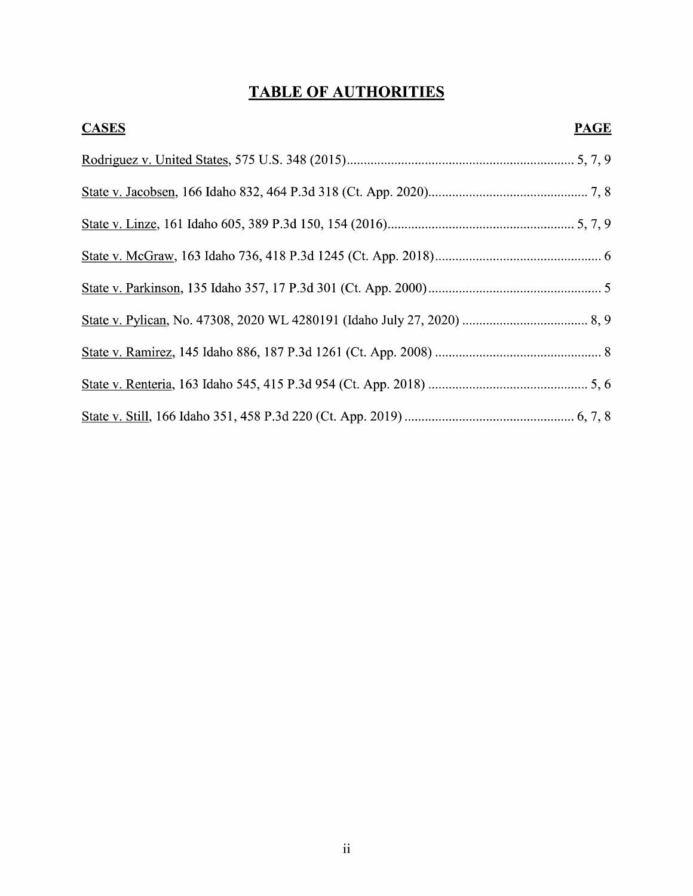# TABLE OF AUTHORITIES

| CASES | PAGE |
| --- | --- |
| Rodriguez v. United States, 575 U.S. 348 (2015) | 5, 7, 9 |
| State v. Jacobsen, 166 Idaho 832, 464 P.3d 318 (Ct. App. 2020) | 7, 8 |
| State v. Linze, 161 Idaho 605, 389 P.3d 150, 154 (2016) | 5, 7, 9 |
| State v. McGraw, 163 Idaho 736, 418 P.3d 1245 (Ct. App. 2018) | 6 |
| State v. Parkinson, 135 Idaho 357, 17 P.3d 301 (Ct. App. 2000) | 5 |
| State v. Pylican, No. 47308, 2020 WL 4280191 (Idaho July 27, 2020) | 8, 9 |
| State v. Ramirez, 145 Idaho 886, 187 P.3d 1261 (Ct. App. 2008) | 8 |
| State v. Renteria, 163 Idaho 545, 415 P.3d 954 (Ct. App. 2018) | 5, 6 |
| State v. Still, 166 Idaho 351, 458 P.3d 220 (Ct. App. 2019) | 6, 7, 8 |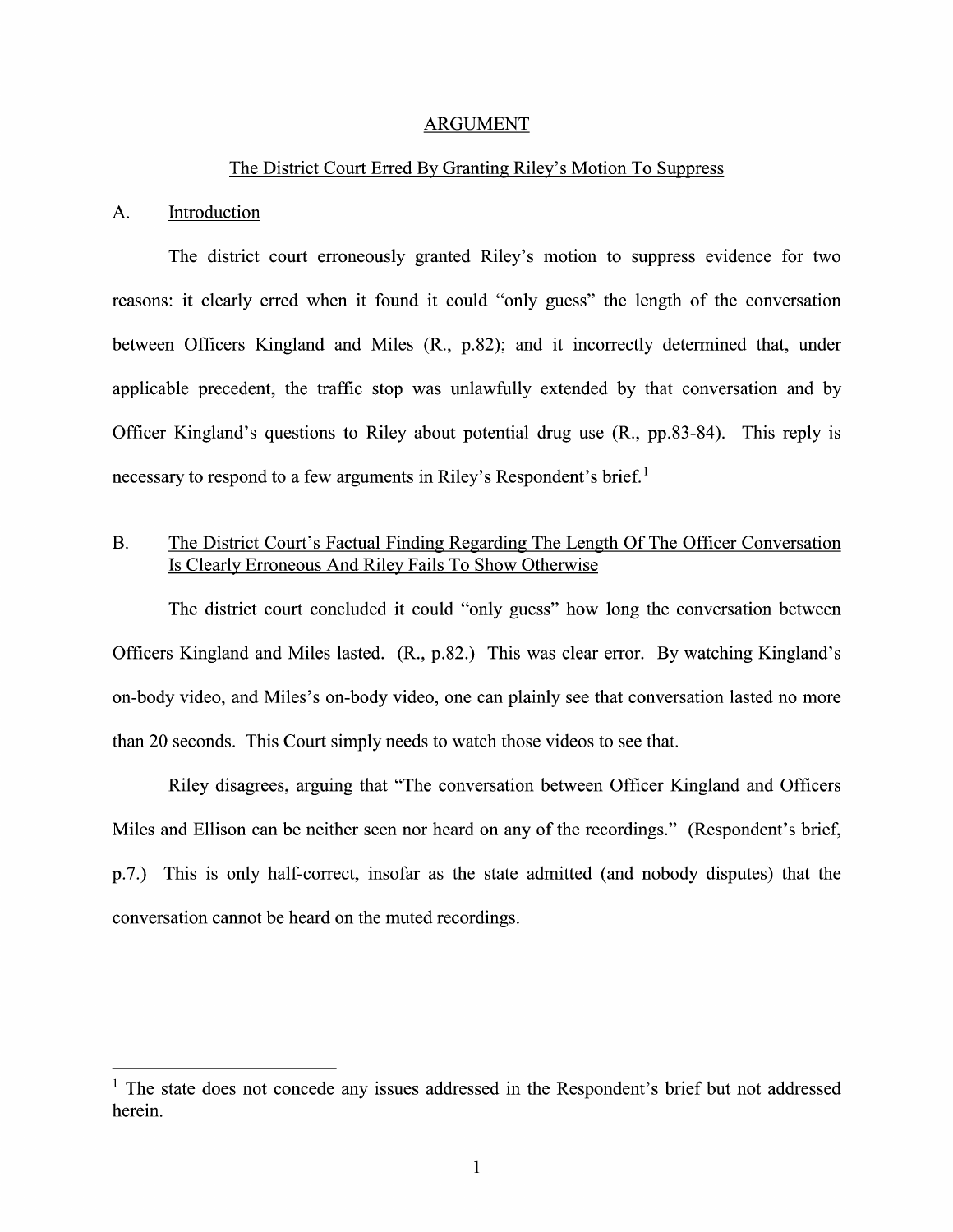## ARGUMENT

### The District Court Erred By Granting Riley's Motion To Suppress

### A. Introduction

The district court erroneously granted Riley's motion to suppress evidence for two reasons: it clearly erred when it found it could "only guess" the length of the conversation between Officers Kingland and Miles (R., p.82); and it incorrectly determined that, under applicable precedent, the traffic stop was unlawfully extended by that conversation and by Officer Kingland's questions to Riley about potential drug use (R., pp.83-84). This reply is necessary to respond to a few arguments in Riley's Respondent's brief.[1]

### B. The District Court's Factual Finding Regarding The Length Of The Officer Conversation Is Clearly Erroneous And Riley Fails To Show Otherwise

The district court concluded it could "only guess" how long the conversation between Officers Kingland and Miles lasted. (R., p.82.) This was clear error. By watching Kingland's on-body video, and Miles's on-body video, one can plainly see that conversation lasted no more than 20 seconds. This Court simply needs to watch those videos to see that.

Riley disagrees, arguing that "The conversation between Officer Kingland and Officers Miles and Ellison can be neither seen nor heard on any of the recordings." (Respondent's brief, p.7.) This is only half-correct, insofar as the state admitted (and nobody disputes) that the conversation cannot be heard on the muted recordings.

---

[1] The state does not concede any issues addressed in the Respondent's brief but not addressed herein.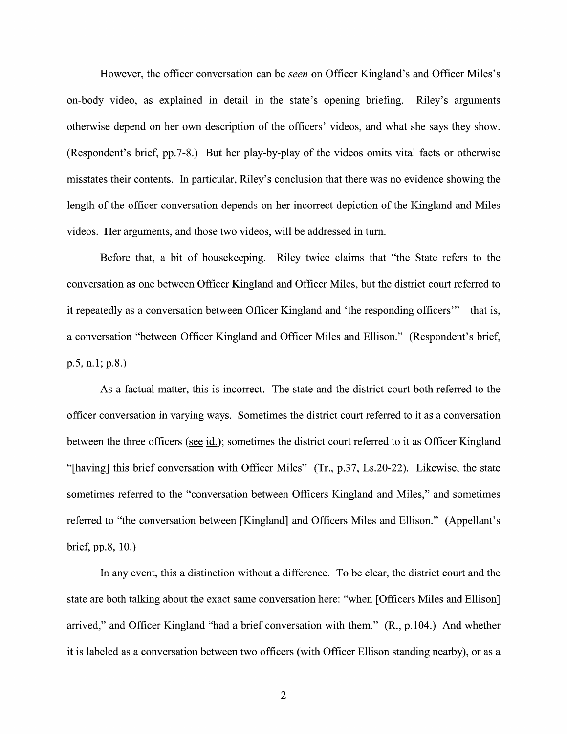However, the officer conversation can be *seen* on Officer Kingland's and Officer Miles's on-body video, as explained in detail in the state's opening briefing. Riley's arguments otherwise depend on her own description of the officers' videos, and what she says they show. (Respondent's brief, pp.7-8.) But her play-by-play of the videos omits vital facts or otherwise misstates their contents. In particular, Riley's conclusion that there was no evidence showing the length of the officer conversation depends on her incorrect depiction of the Kingland and Miles videos. Her arguments, and those two videos, will be addressed in turn.

Before that, a bit of housekeeping. Riley twice claims that "the State refers to the conversation as one between Officer Kingland and Officer Miles, but the district court referred to it repeatedly as a conversation between Officer Kingland and 'the responding officers'"—that is, a conversation "between Officer Kingland and Officer Miles and Ellison." (Respondent's brief, p.5, n.1; p.8.)

As a factual matter, this is incorrect. The state and the district court both referred to the officer conversation in varying ways. Sometimes the district court referred to it as a conversation between the three officers (see id.); sometimes the district court referred to it as Officer Kingland "[having] this brief conversation with Officer Miles" (Tr., p.37, Ls.20-22). Likewise, the state sometimes referred to the "conversation between Officers Kingland and Miles," and sometimes referred to "the conversation between [Kingland] and Officers Miles and Ellison." (Appellant's brief, pp.8, 10.)

In any event, this a distinction without a difference. To be clear, the district court and the state are both talking about the exact same conversation here: "when [Officers Miles and Ellison] arrived," and Officer Kingland "had a brief conversation with them." (R., p.104.) And whether it is labeled as a conversation between two officers (with Officer Ellison standing nearby), or as a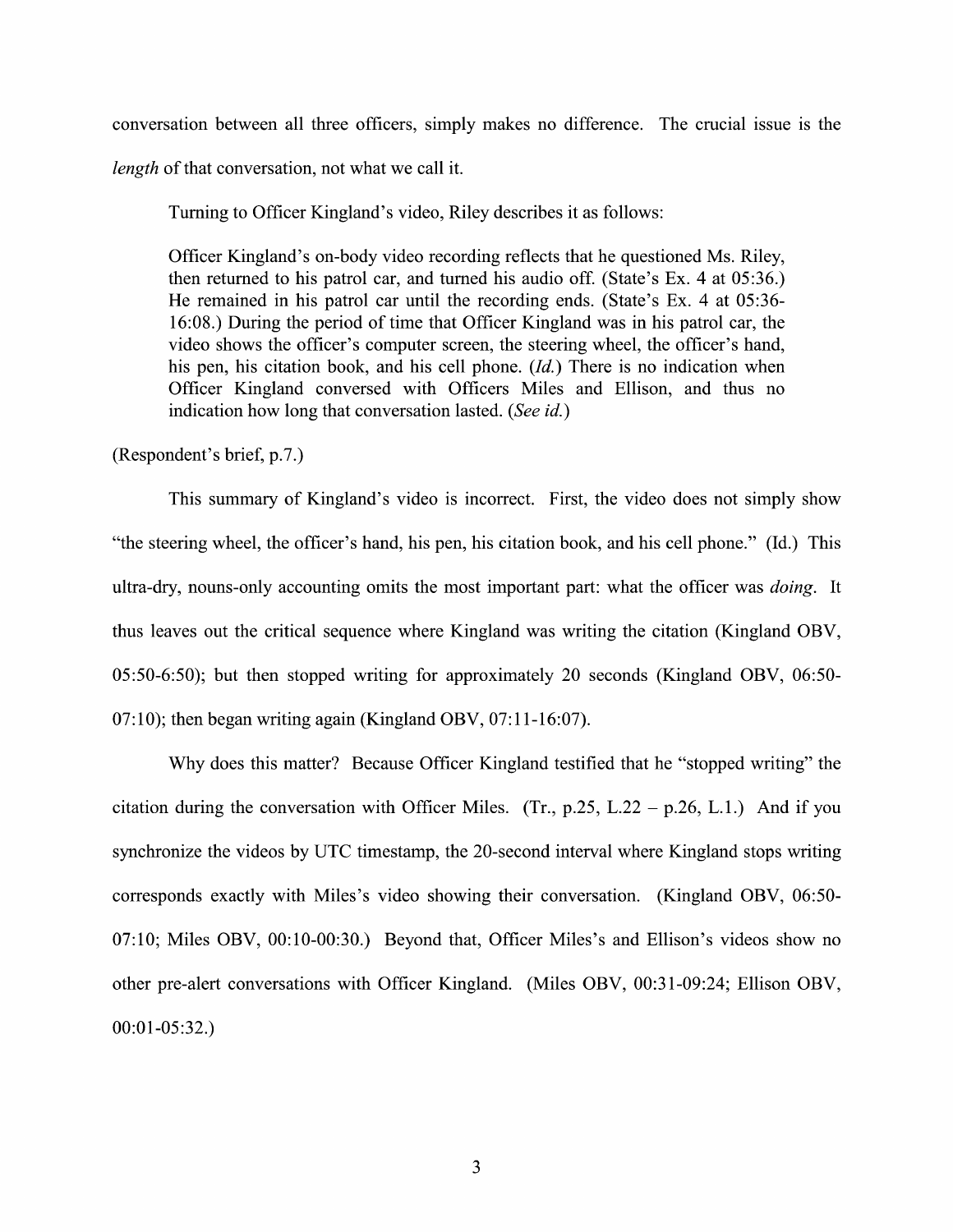conversation between all three officers, simply makes no difference. The crucial issue is the *length* of that conversation, not what we call it.

Turning to Officer Kingland's video, Riley describes it as follows:

> Officer Kingland's on-body video recording reflects that he questioned Ms. Riley, then returned to his patrol car, and turned his audio off. (State's Ex. 4 at 05:36.) He remained in his patrol car until the recording ends. (State's Ex. 4 at 05:36-16:08.) During the period of time that Officer Kingland was in his patrol car, the video shows the officer's computer screen, the steering wheel, the officer's hand, his pen, his citation book, and his cell phone. (*Id.*) There is no indication when Officer Kingland conversed with Officers Miles and Ellison, and thus no indication how long that conversation lasted. (*See id.*)

(Respondent's brief, p.7.)

This summary of Kingland's video is incorrect. First, the video does not simply show "the steering wheel, the officer's hand, his pen, his citation book, and his cell phone." (Id.) This ultra-dry, nouns-only accounting omits the most important part: what the officer was *doing*. It thus leaves out the critical sequence where Kingland was writing the citation (Kingland OBV, 05:50-6:50); but then stopped writing for approximately 20 seconds (Kingland OBV, 06:50-07:10); then began writing again (Kingland OBV, 07:11-16:07).

Why does this matter? Because Officer Kingland testified that he "stopped writing" the citation during the conversation with Officer Miles. (Tr., p.25, L.22 – p.26, L.1.) And if you synchronize the videos by UTC timestamp, the 20-second interval where Kingland stops writing corresponds exactly with Miles's video showing their conversation. (Kingland OBV, 06:50-07:10; Miles OBV, 00:10-00:30.) Beyond that, Officer Miles's and Ellison's videos show no other pre-alert conversations with Officer Kingland. (Miles OBV, 00:31-09:24; Ellison OBV, 00:01-05:32.)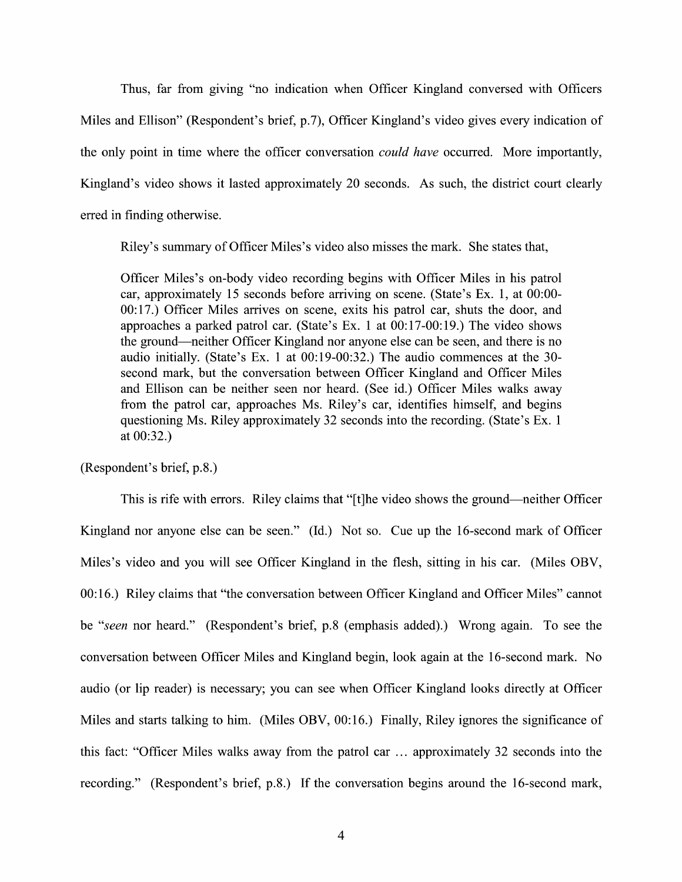Thus, far from giving "no indication when Officer Kingland conversed with Officers Miles and Ellison" (Respondent's brief, p.7), Officer Kingland's video gives every indication of the only point in time where the officer conversation *could have* occurred. More importantly, Kingland's video shows it lasted approximately 20 seconds. As such, the district court clearly erred in finding otherwise.

Riley's summary of Officer Miles's video also misses the mark. She states that,

> Officer Miles's on-body video recording begins with Officer Miles in his patrol car, approximately 15 seconds before arriving on scene. (State's Ex. 1, at 00:00-00:17.) Officer Miles arrives on scene, exits his patrol car, shuts the door, and approaches a parked patrol car. (State's Ex. 1 at 00:17-00:19.) The video shows the ground—neither Officer Kingland nor anyone else can be seen, and there is no audio initially. (State's Ex. 1 at 00:19-00:32.) The audio commences at the 30-second mark, but the conversation between Officer Kingland and Officer Miles and Ellison can be neither seen nor heard. (See id.) Officer Miles walks away from the patrol car, approaches Ms. Riley's car, identifies himself, and begins questioning Ms. Riley approximately 32 seconds into the recording. (State's Ex. 1 at 00:32.)

(Respondent's brief, p.8.)

This is rife with errors. Riley claims that "[t]he video shows the ground—neither Officer Kingland nor anyone else can be seen." (Id.) Not so. Cue up the 16-second mark of Officer Miles's video and you will see Officer Kingland in the flesh, sitting in his car. (Miles OBV, 00:16.) Riley claims that "the conversation between Officer Kingland and Officer Miles" cannot be "*seen* nor heard." (Respondent's brief, p.8 (emphasis added).) Wrong again. To see the conversation between Officer Miles and Kingland begin, look again at the 16-second mark. No audio (or lip reader) is necessary; you can see when Officer Kingland looks directly at Officer Miles and starts talking to him. (Miles OBV, 00:16.) Finally, Riley ignores the significance of this fact: "Officer Miles walks away from the patrol car … approximately 32 seconds into the recording." (Respondent's brief, p.8.) If the conversation begins around the 16-second mark,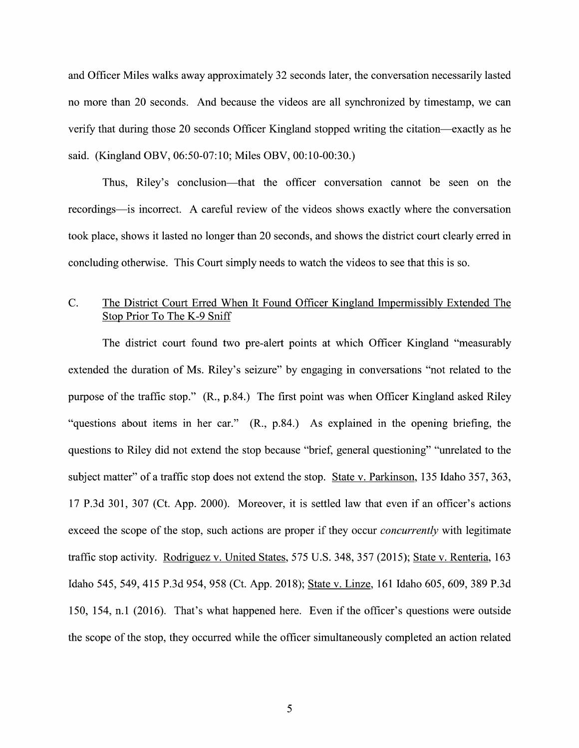and Officer Miles walks away approximately 32 seconds later, the conversation necessarily lasted no more than 20 seconds. And because the videos are all synchronized by timestamp, we can verify that during those 20 seconds Officer Kingland stopped writing the citation—exactly as he said. (Kingland OBV, 06:50-07:10; Miles OBV, 00:10-00:30.)

Thus, Riley's conclusion—that the officer conversation cannot be seen on the recordings—is incorrect. A careful review of the videos shows exactly where the conversation took place, shows it lasted no longer than 20 seconds, and shows the district court clearly erred in concluding otherwise. This Court simply needs to watch the videos to see that this is so.

### C. The District Court Erred When It Found Officer Kingland Impermissibly Extended The Stop Prior To The K-9 Sniff

The district court found two pre-alert points at which Officer Kingland "measurably extended the duration of Ms. Riley's seizure" by engaging in conversations "not related to the purpose of the traffic stop." (R., p.84.) The first point was when Officer Kingland asked Riley "questions about items in her car." (R., p.84.) As explained in the opening briefing, the questions to Riley did not extend the stop because "brief, general questioning" "unrelated to the subject matter" of a traffic stop does not extend the stop. State v. Parkinson, 135 Idaho 357, 363, 17 P.3d 301, 307 (Ct. App. 2000). Moreover, it is settled law that even if an officer's actions exceed the scope of the stop, such actions are proper if they occur *concurrently* with legitimate traffic stop activity. Rodriguez v. United States, 575 U.S. 348, 357 (2015); State v. Renteria, 163 Idaho 545, 549, 415 P.3d 954, 958 (Ct. App. 2018); State v. Linze, 161 Idaho 605, 609, 389 P.3d 150, 154, n.1 (2016). That's what happened here. Even if the officer's questions were outside the scope of the stop, they occurred while the officer simultaneously completed an action related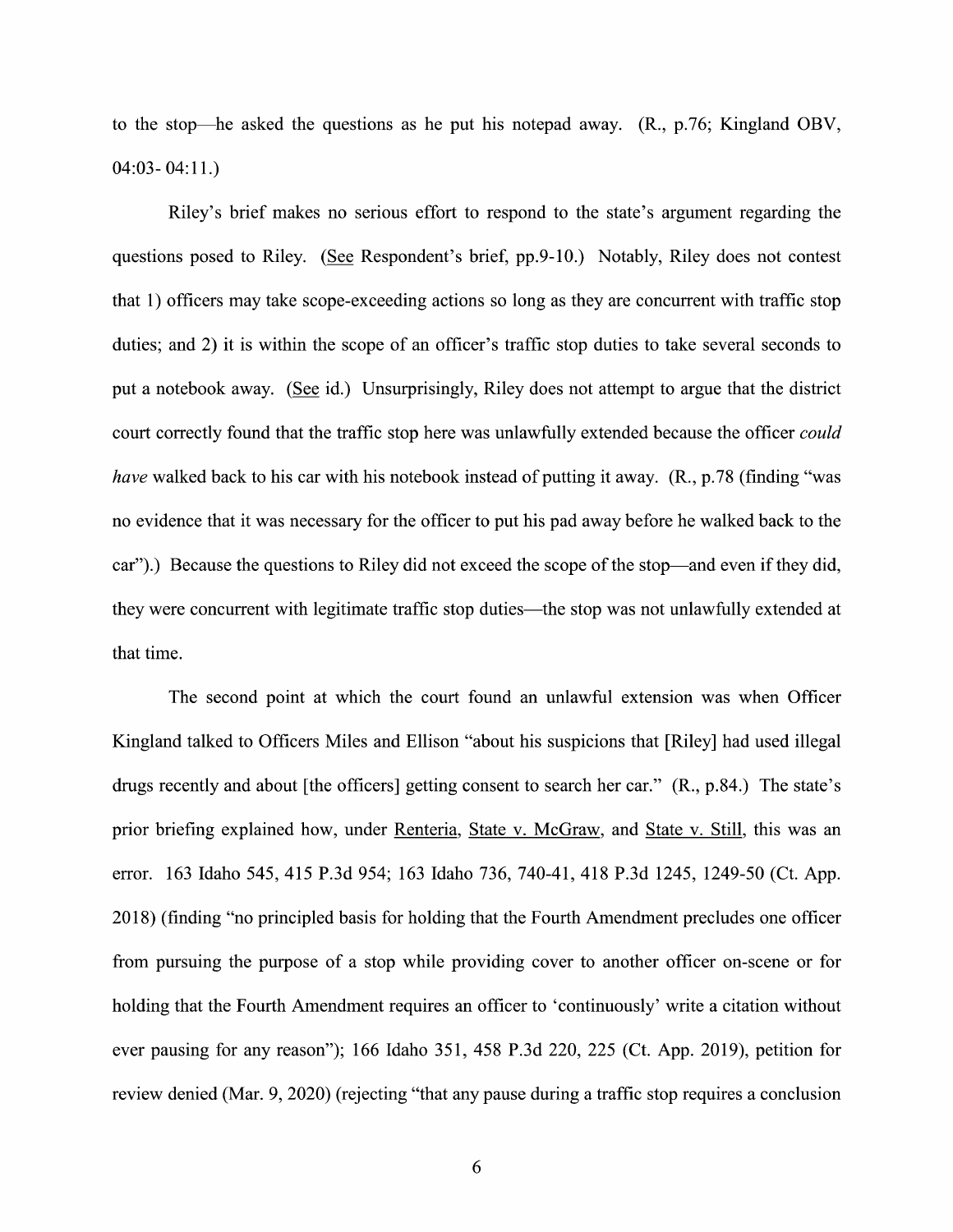to the stop—he asked the questions as he put his notepad away. (R., p.76; Kingland OBV, 04:03- 04:11.)

Riley's brief makes no serious effort to respond to the state's argument regarding the questions posed to Riley. (See Respondent's brief, pp.9-10.) Notably, Riley does not contest that 1) officers may take scope-exceeding actions so long as they are concurrent with traffic stop duties; and 2) it is within the scope of an officer's traffic stop duties to take several seconds to put a notebook away. (See id.) Unsurprisingly, Riley does not attempt to argue that the district court correctly found that the traffic stop here was unlawfully extended because the officer *could have* walked back to his car with his notebook instead of putting it away. (R., p.78 (finding "was no evidence that it was necessary for the officer to put his pad away before he walked back to the car").) Because the questions to Riley did not exceed the scope of the stop—and even if they did, they were concurrent with legitimate traffic stop duties—the stop was not unlawfully extended at that time.

The second point at which the court found an unlawful extension was when Officer Kingland talked to Officers Miles and Ellison "about his suspicions that [Riley] had used illegal drugs recently and about [the officers] getting consent to search her car." (R., p.84.) The state's prior briefing explained how, under Renteria, State v. McGraw, and State v. Still, this was an error. 163 Idaho 545, 415 P.3d 954; 163 Idaho 736, 740-41, 418 P.3d 1245, 1249-50 (Ct. App. 2018) (finding "no principled basis for holding that the Fourth Amendment precludes one officer from pursuing the purpose of a stop while providing cover to another officer on-scene or for holding that the Fourth Amendment requires an officer to 'continuously' write a citation without ever pausing for any reason"); 166 Idaho 351, 458 P.3d 220, 225 (Ct. App. 2019), petition for review denied (Mar. 9, 2020) (rejecting "that any pause during a traffic stop requires a conclusion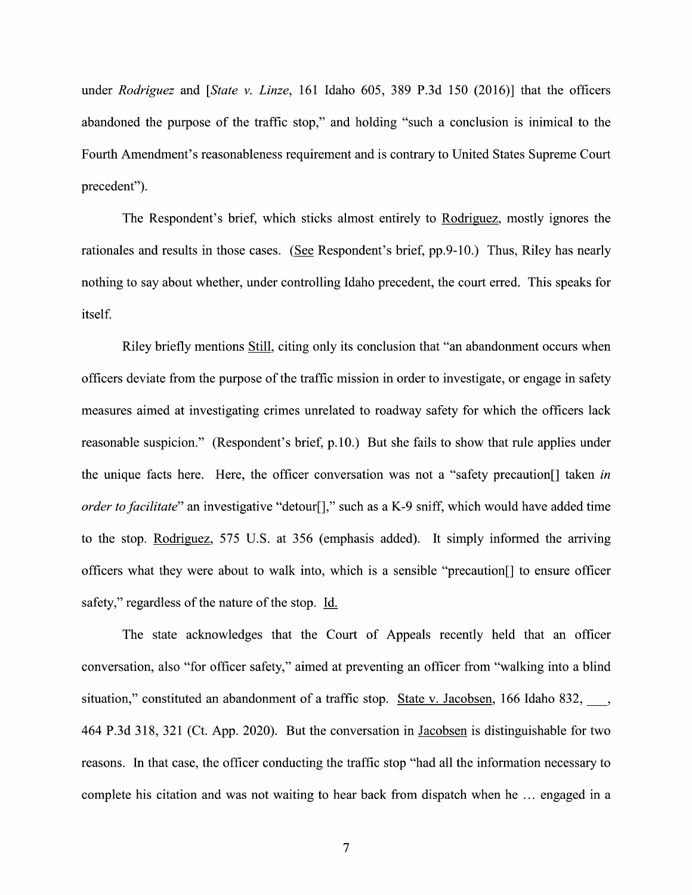under *Rodriguez* and [*State v. Linze*, 161 Idaho 605, 389 P.3d 150 (2016)] that the officers abandoned the purpose of the traffic stop," and holding "such a conclusion is inimical to the Fourth Amendment's reasonableness requirement and is contrary to United States Supreme Court precedent").

The Respondent's brief, which sticks almost entirely to Rodriguez, mostly ignores the rationales and results in those cases. (See Respondent's brief, pp.9-10.) Thus, Riley has nearly nothing to say about whether, under controlling Idaho precedent, the court erred. This speaks for itself.

Riley briefly mentions Still, citing only its conclusion that "an abandonment occurs when officers deviate from the purpose of the traffic mission in order to investigate, or engage in safety measures aimed at investigating crimes unrelated to roadway safety for which the officers lack reasonable suspicion." (Respondent's brief, p.10.) But she fails to show that rule applies under the unique facts here. Here, the officer conversation was not a "safety precaution[] taken *in order to facilitate*" an investigative "detour[]," such as a K-9 sniff, which would have added time to the stop. Rodriguez, 575 U.S. at 356 (emphasis added). It simply informed the arriving officers what they were about to walk into, which is a sensible "precaution[] to ensure officer safety," regardless of the nature of the stop. Id.

The state acknowledges that the Court of Appeals recently held that an officer conversation, also "for officer safety," aimed at preventing an officer from "walking into a blind situation," constituted an abandonment of a traffic stop. State v. Jacobsen, 166 Idaho 832, ___, 464 P.3d 318, 321 (Ct. App. 2020). But the conversation in Jacobsen is distinguishable for two reasons. In that case, the officer conducting the traffic stop "had all the information necessary to complete his citation and was not waiting to hear back from dispatch when he … engaged in a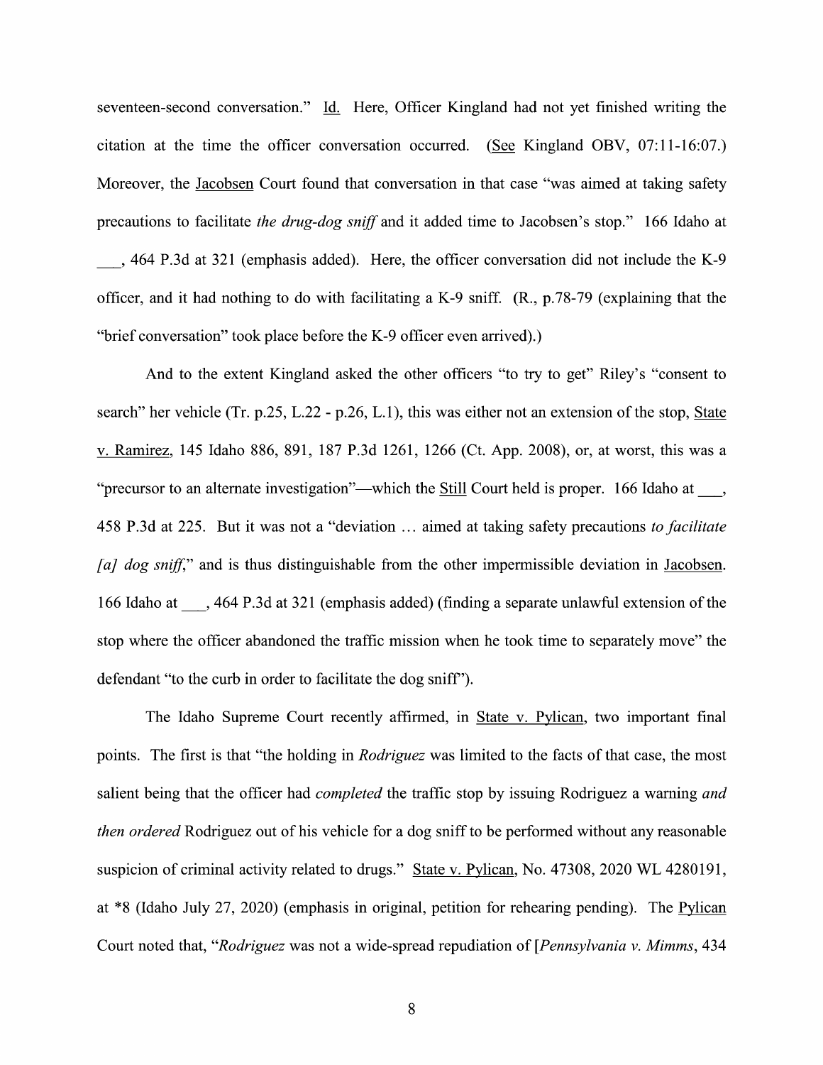seventeen-second conversation." Id. Here, Officer Kingland had not yet finished writing the citation at the time the officer conversation occurred. (See Kingland OBV, 07:11-16:07.) Moreover, the Jacobsen Court found that conversation in that case "was aimed at taking safety precautions to facilitate *the drug-dog sniff* and it added time to Jacobsen's stop." 166 Idaho at ___, 464 P.3d at 321 (emphasis added). Here, the officer conversation did not include the K-9 officer, and it had nothing to do with facilitating a K-9 sniff. (R., p.78-79 (explaining that the "brief conversation" took place before the K-9 officer even arrived).)

And to the extent Kingland asked the other officers "to try to get" Riley's "consent to search" her vehicle (Tr. p.25, L.22 - p.26, L.1), this was either not an extension of the stop, State v. Ramirez, 145 Idaho 886, 891, 187 P.3d 1261, 1266 (Ct. App. 2008), or, at worst, this was a "precursor to an alternate investigation"—which the Still Court held is proper. 166 Idaho at ___, 458 P.3d at 225. But it was not a "deviation … aimed at taking safety precautions *to facilitate [a] dog sniff*," and is thus distinguishable from the other impermissible deviation in Jacobsen. 166 Idaho at ___, 464 P.3d at 321 (emphasis added) (finding a separate unlawful extension of the stop where the officer abandoned the traffic mission when he took time to separately move" the defendant "to the curb in order to facilitate the dog sniff").

The Idaho Supreme Court recently affirmed, in State v. Pylican, two important final points. The first is that "the holding in *Rodriguez* was limited to the facts of that case, the most salient being that the officer had *completed* the traffic stop by issuing Rodriguez a warning *and then ordered* Rodriguez out of his vehicle for a dog sniff to be performed without any reasonable suspicion of criminal activity related to drugs." State v. Pylican, No. 47308, 2020 WL 4280191, at *8 (Idaho July 27, 2020) (emphasis in original, petition for rehearing pending). The Pylican Court noted that, "*Rodriguez* was not a wide-spread repudiation of [*Pennsylvania v. Mimms*, 434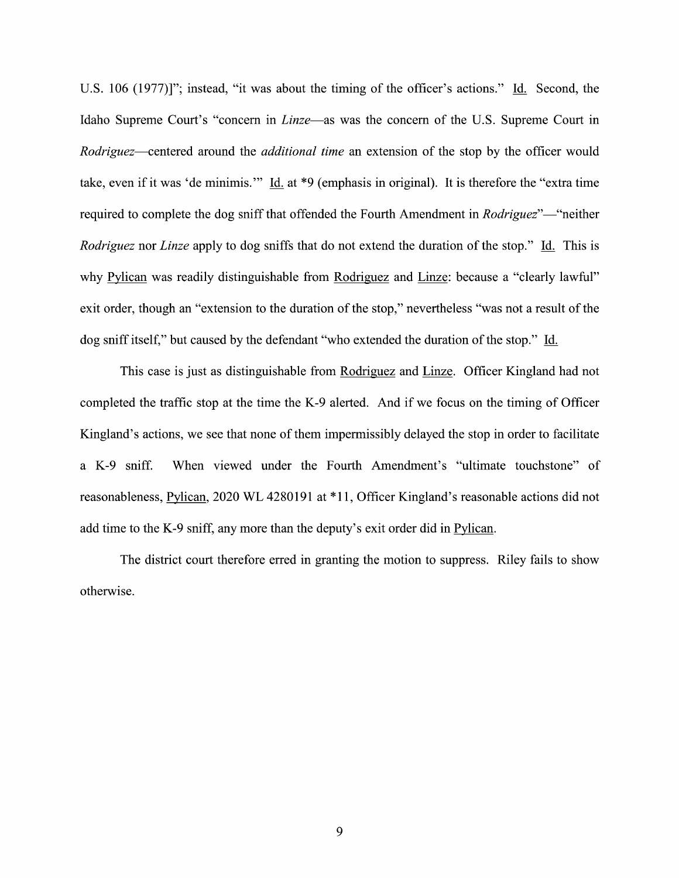U.S. 106 (1977)]"; instead, "it was about the timing of the officer's actions." Id. Second, the Idaho Supreme Court's "concern in *Linze*—as was the concern of the U.S. Supreme Court in *Rodriguez*—centered around the *additional time* an extension of the stop by the officer would take, even if it was 'de minimis.'" Id. at *9 (emphasis in original). It is therefore the "extra time required to complete the dog sniff that offended the Fourth Amendment in *Rodriguez*"—"neither *Rodriguez* nor *Linze* apply to dog sniffs that do not extend the duration of the stop." Id. This is why Pylican was readily distinguishable from Rodriguez and Linze: because a "clearly lawful" exit order, though an "extension to the duration of the stop," nevertheless "was not a result of the dog sniff itself," but caused by the defendant "who extended the duration of the stop." Id.

This case is just as distinguishable from Rodriguez and Linze. Officer Kingland had not completed the traffic stop at the time the K-9 alerted. And if we focus on the timing of Officer Kingland's actions, we see that none of them impermissibly delayed the stop in order to facilitate a K-9 sniff. When viewed under the Fourth Amendment's "ultimate touchstone" of reasonableness, Pylican, 2020 WL 4280191 at *11, Officer Kingland's reasonable actions did not add time to the K-9 sniff, any more than the deputy's exit order did in Pylican.

The district court therefore erred in granting the motion to suppress. Riley fails to show otherwise.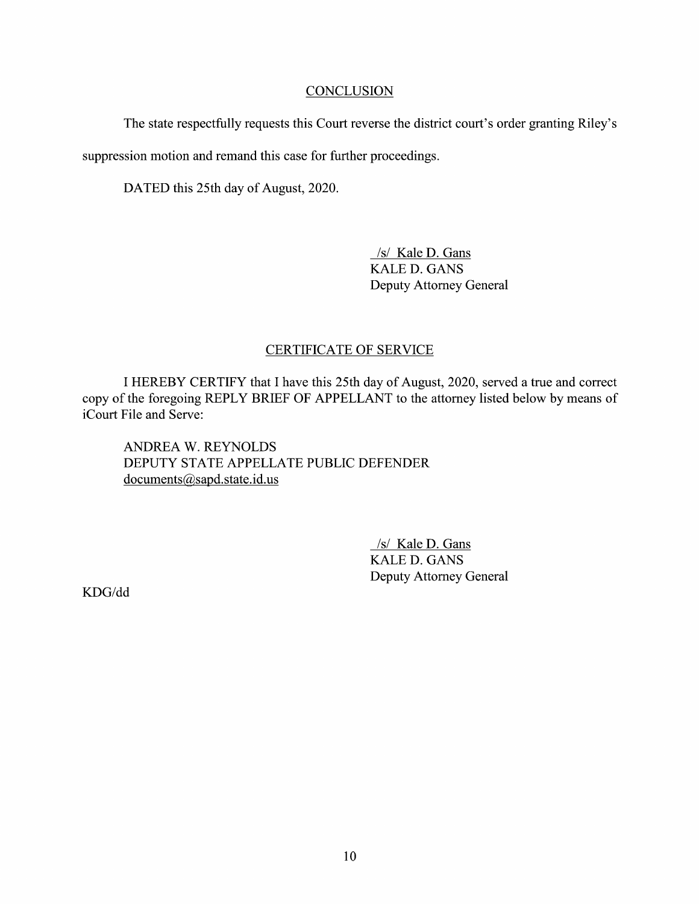## CONCLUSION

The state respectfully requests this Court reverse the district court's order granting Riley's suppression motion and remand this case for further proceedings.

DATED this 25th day of August, 2020.

/s/ Kale D. Gans
KALE D. GANS
Deputy Attorney General

## CERTIFICATE OF SERVICE

I HEREBY CERTIFY that I have this 25th day of August, 2020, served a true and correct copy of the foregoing REPLY BRIEF OF APPELLANT to the attorney listed below by means of iCourt File and Serve:

ANDREA W. REYNOLDS
DEPUTY STATE APPELLATE PUBLIC DEFENDER
documents@sapd.state.id.us

/s/ Kale D. Gans
KALE D. GANS
Deputy Attorney General

KDG/dd